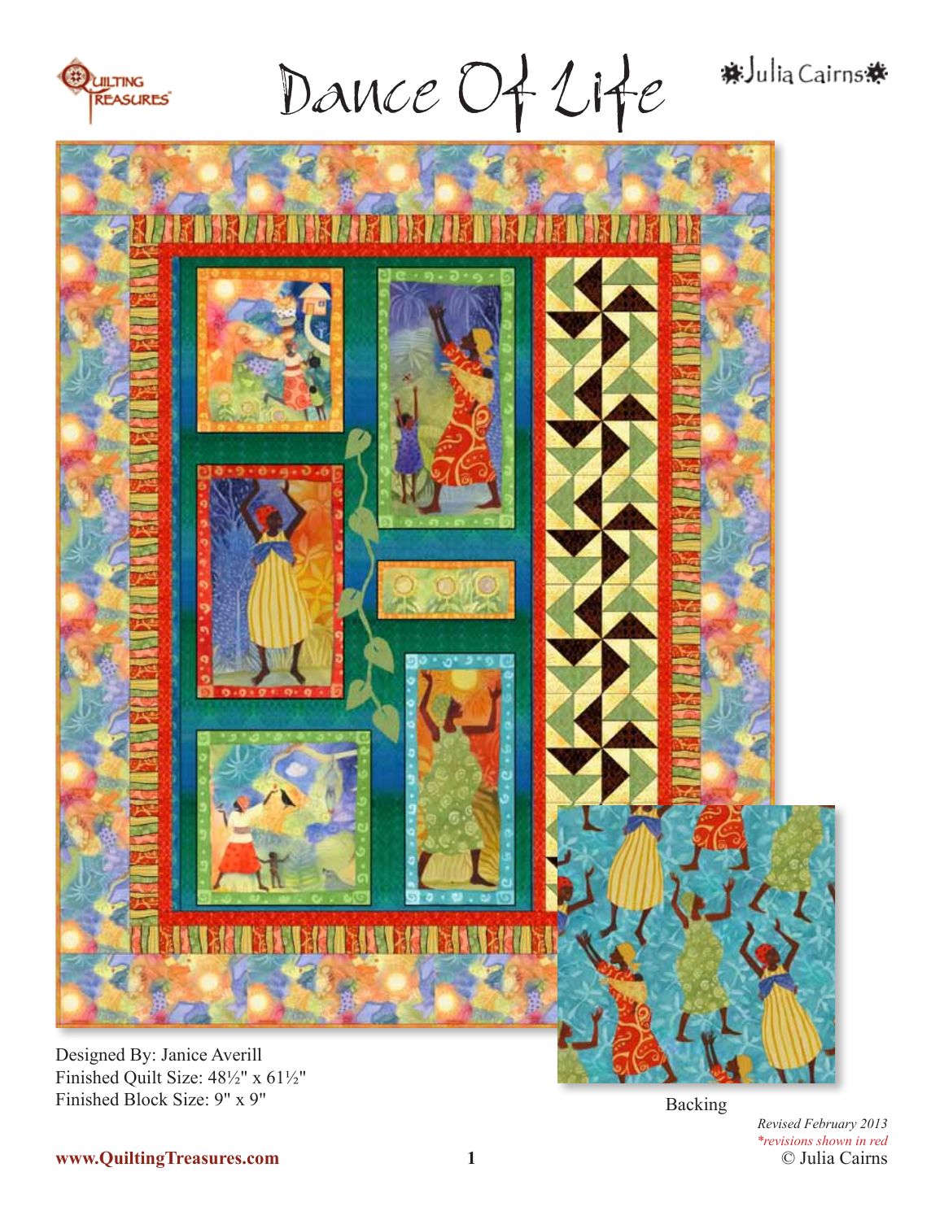Quilting Treasures

# Dance Of Life

Julia Cairns

Designed By: Janice Averill
Finished Quilt Size: 48½" x 61½"
Finished Block Size: 9" x 9"

Backing

*Revised February 2013*
*\*revisions shown in red*

www.QuiltingTreasures.com

© Julia Cairns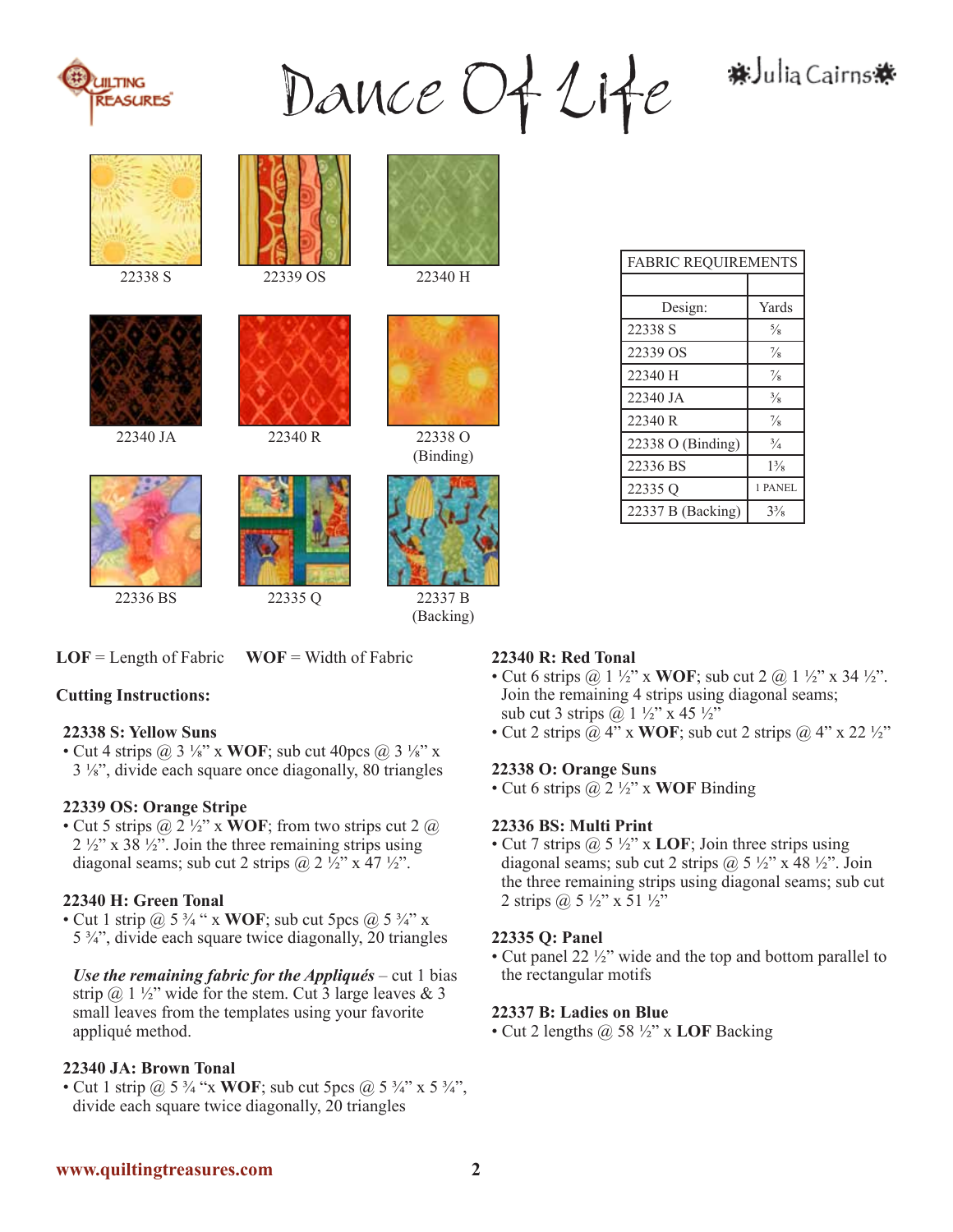# Dance Of Life

Julia Cairns

22338 S

22339 OS

22340 H

22340 JA

22340 R

22338 O (Binding)

22336 BS

22335 Q

22337 B (Backing)

| FABRIC REQUIREMENTS | |
|---|---|
| | |
| Design: | Yards |
| 22338 S | ⅝ |
| 22339 OS | ⅞ |
| 22340 H | ⅞ |
| 22340 JA | ⅜ |
| 22340 R | ⅞ |
| 22338 O (Binding) | ¾ |
| 22336 BS | 1⅜ |
| 22335 Q | 1 PANEL |
| 22337 B (Backing) | 3⅜ |

**LOF** = Length of Fabric **WOF** = Width of Fabric

**Cutting Instructions:**

### 22338 S: Yellow Suns

- Cut 4 strips @ 3 ⅛" x **WOF**; sub cut 40pcs @ 3 ⅛" x 3 ⅛", divide each square once diagonally, 80 triangles

### 22339 OS: Orange Stripe

- Cut 5 strips @ 2 ½" x **WOF**; from two strips cut 2 @ 2 ½" x 38 ½". Join the three remaining strips using diagonal seams; sub cut 2 strips @ 2 ½" x 47 ½".

### 22340 H: Green Tonal

- Cut 1 strip @ 5 ¾ " x **WOF**; sub cut 5pcs @ 5 ¾" x 5 ¾", divide each square twice diagonally, 20 triangles

*Use the remaining fabric for the Appliqués* – cut 1 bias strip @ 1 ½" wide for the stem. Cut 3 large leaves & 3 small leaves from the templates using your favorite appliqué method.

### 22340 JA: Brown Tonal

- Cut 1 strip @ 5 ¾ "x **WOF**; sub cut 5pcs @ 5 ¾" x 5 ¾", divide each square twice diagonally, 20 triangles

### 22340 R: Red Tonal

- Cut 6 strips @ 1 ½" x **WOF**; sub cut 2 @ 1 ½" x 34 ½". Join the remaining 4 strips using diagonal seams; sub cut 3 strips @ 1 ½" x 45 ½"
- Cut 2 strips @ 4" x **WOF**; sub cut 2 strips @ 4" x 22 ½"

### 22338 O: Orange Suns

- Cut 6 strips @ 2 ½" x **WOF** Binding

### 22336 BS: Multi Print

- Cut 7 strips @ 5 ½" x **LOF**; Join three strips using diagonal seams; sub cut 2 strips @ 5 ½" x 48 ½". Join the three remaining strips using diagonal seams; sub cut 2 strips @ 5 ½" x 51 ½"

### 22335 Q: Panel

- Cut panel 22 ½" wide and the top and bottom parallel to the rectangular motifs

### 22337 B: Ladies on Blue

- Cut 2 lengths @ 58 ½" x **LOF** Backing

**www.quiltingtreasures.com**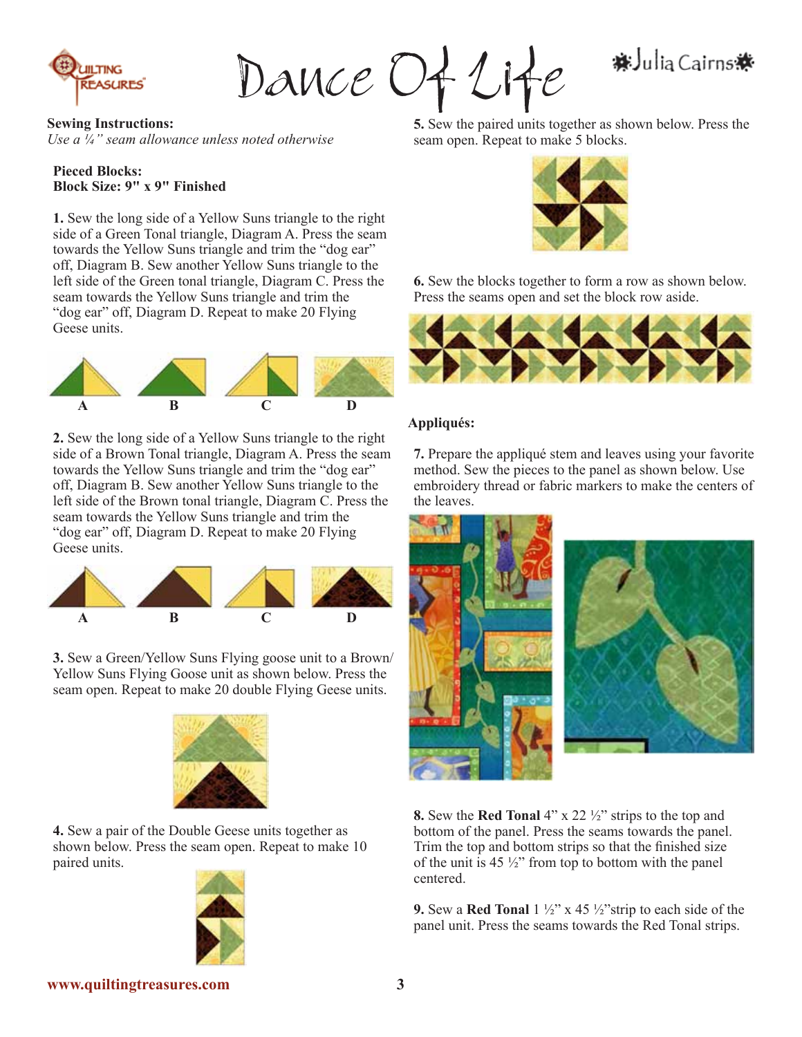# Dance Of Life

**Sewing Instructions:**
*Use a ¼" seam allowance unless noted otherwise*

**Pieced Blocks:**
**Block Size: 9" x 9" Finished**

**1.** Sew the long side of a Yellow Suns triangle to the right side of a Green Tonal triangle, Diagram A. Press the seam towards the Yellow Suns triangle and trim the "dog ear" off, Diagram B. Sew another Yellow Suns triangle to the left side of the Green tonal triangle, Diagram C. Press the seam towards the Yellow Suns triangle and trim the "dog ear" off, Diagram D. Repeat to make 20 Flying Geese units.

A B C D

**2.** Sew the long side of a Yellow Suns triangle to the right side of a Brown Tonal triangle, Diagram A. Press the seam towards the Yellow Suns triangle and trim the "dog ear" off, Diagram B. Sew another Yellow Suns triangle to the left side of the Brown tonal triangle, Diagram C. Press the seam towards the Yellow Suns triangle and trim the "dog ear" off, Diagram D. Repeat to make 20 Flying Geese units.

A B C D

**3.** Sew a Green/Yellow Suns Flying goose unit to a Brown/ Yellow Suns Flying Goose unit as shown below. Press the seam open. Repeat to make 20 double Flying Geese units.

**4.** Sew a pair of the Double Geese units together as shown below. Press the seam open. Repeat to make 10 paired units.

**5.** Sew the paired units together as shown below. Press the seam open. Repeat to make 5 blocks.

**6.** Sew the blocks together to form a row as shown below. Press the seams open and set the block row aside.

**Appliqués:**

**7.** Prepare the appliqué stem and leaves using your favorite method. Sew the pieces to the panel as shown below. Use embroidery thread or fabric markers to make the centers of the leaves.

**8.** Sew the **Red Tonal** 4" x 22 ½" strips to the top and bottom of the panel. Press the seams towards the panel. Trim the top and bottom strips so that the finished size of the unit is 45 ½" from top to bottom with the panel centered.

**9.** Sew a **Red Tonal** 1 ½" x 45 ½"strip to each side of the panel unit. Press the seams towards the Red Tonal strips.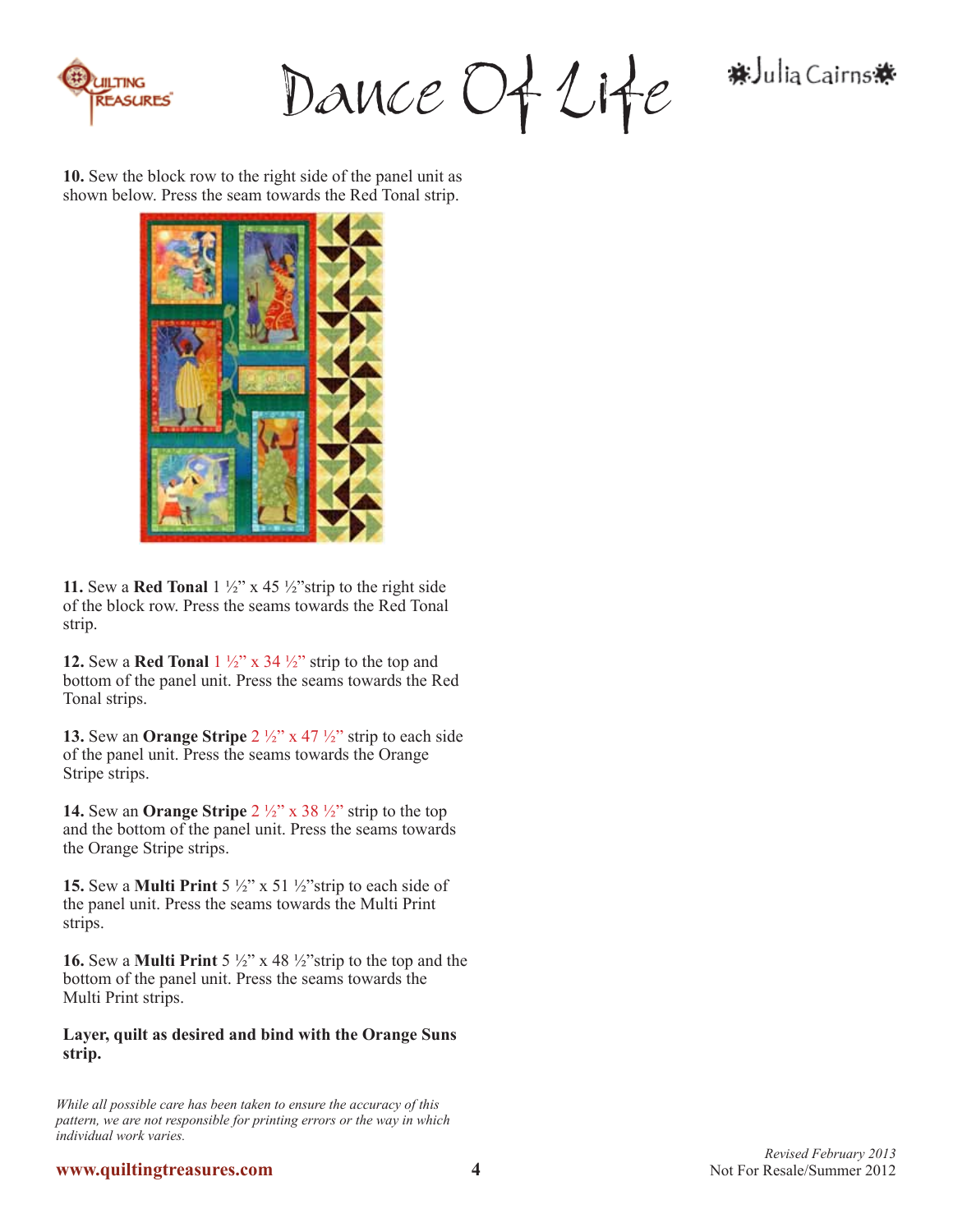**10.** Sew the block row to the right side of the panel unit as shown below. Press the seam towards the Red Tonal strip.

**11.** Sew a **Red Tonal** 1 ½" x 45 ½"strip to the right side of the block row. Press the seams towards the Red Tonal strip.

**12.** Sew a **Red Tonal** 1 ½" x 34 ½" strip to the top and bottom of the panel unit. Press the seams towards the Red Tonal strips.

**13.** Sew an **Orange Stripe** 2 ½" x 47 ½" strip to each side of the panel unit. Press the seams towards the Orange Stripe strips.

**14.** Sew an **Orange Stripe** 2 ½" x 38 ½" strip to the top and the bottom of the panel unit. Press the seams towards the Orange Stripe strips.

**15.** Sew a **Multi Print** 5 ½" x 51 ½"strip to each side of the panel unit. Press the seams towards the Multi Print strips.

**16.** Sew a **Multi Print** 5 ½" x 48 ½"strip to the top and the bottom of the panel unit. Press the seams towards the Multi Print strips.

**Layer, quilt as desired and bind with the Orange Suns strip.**

*While all possible care has been taken to ensure the accuracy of this pattern, we are not responsible for printing errors or the way in which individual work varies.*

*Revised February 2013*
Not For Resale/Summer 2012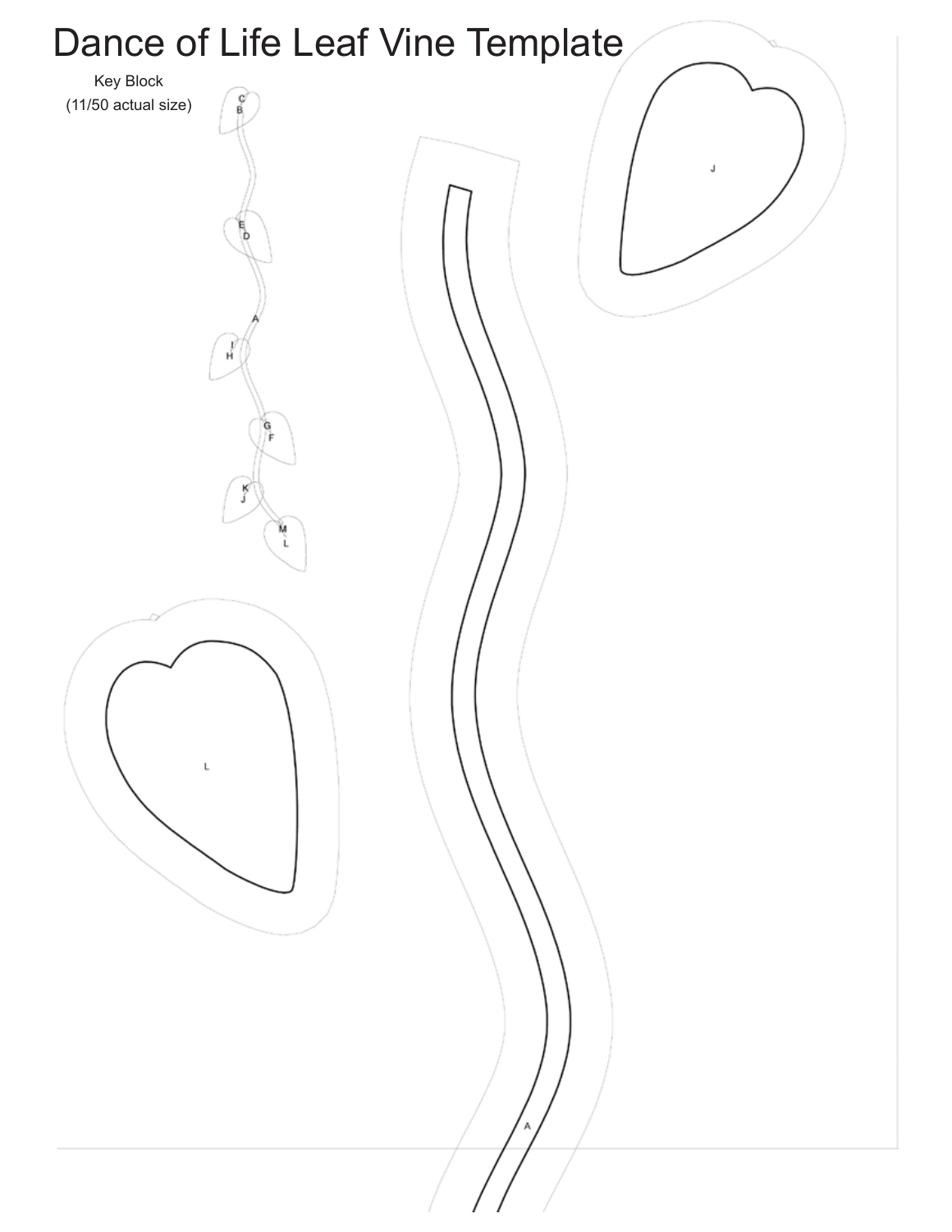# Dance of Life Leaf Vine Template

Key Block
(11/50 actual size)

C
B

E
D

A

I
H

G
F

K
J

M
L

J

L

A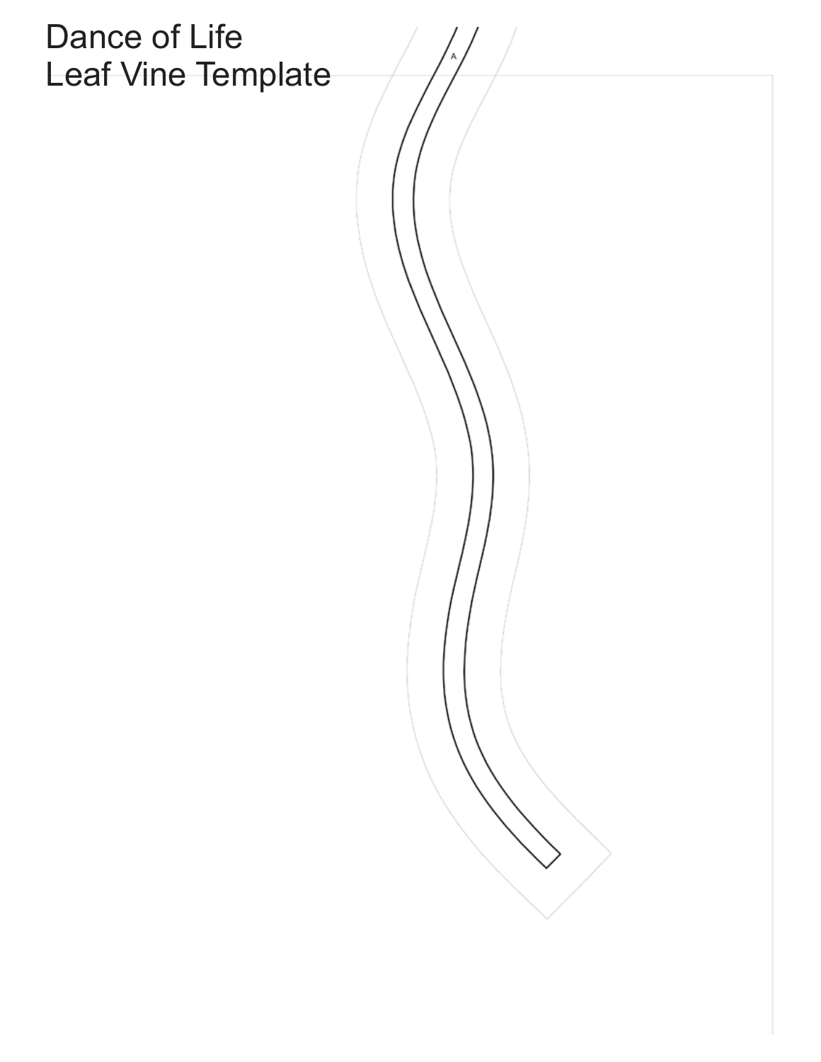Dance of Life
Leaf Vine Template

A